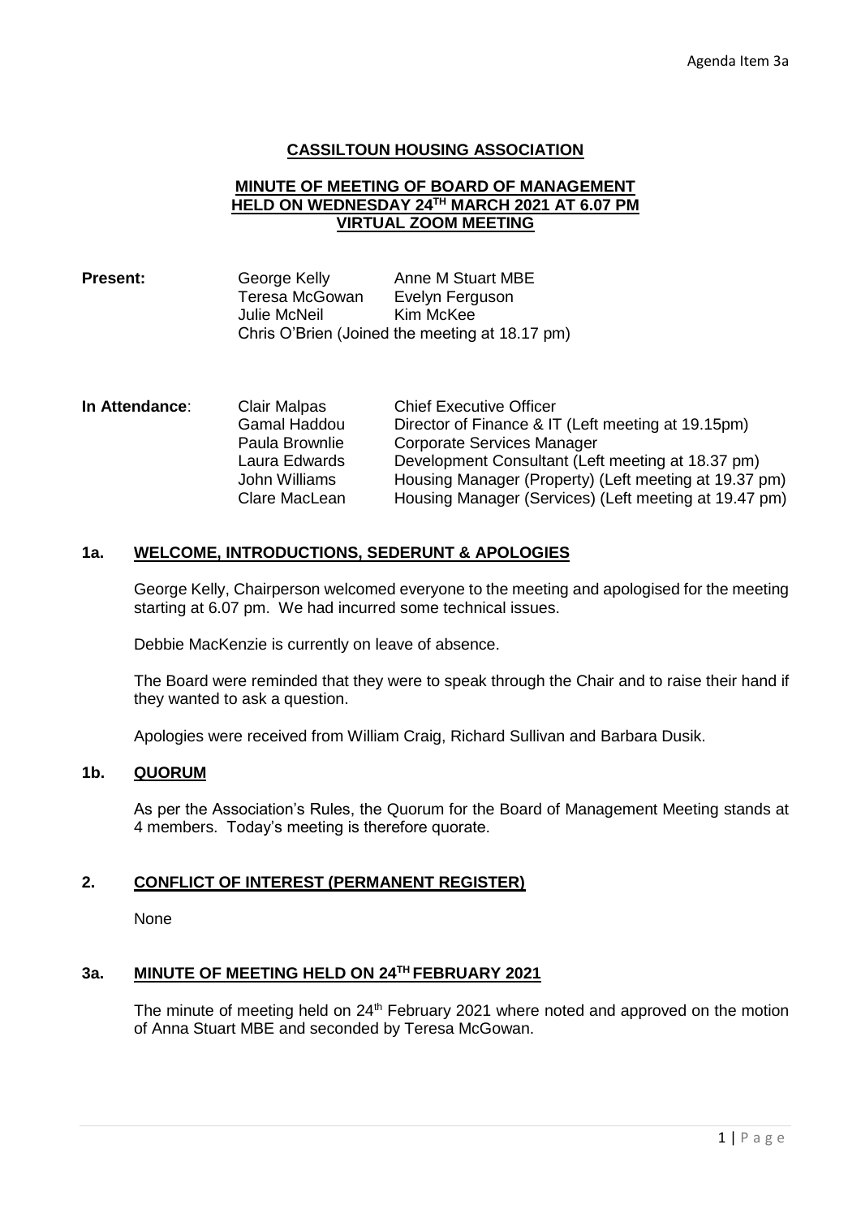Agenda Item 3a

# CASSILTOUN HOUSING ASSOCIATION

## MINUTE OF MEETING OF BOARD OF MANAGEMENT HELD ON WEDNESDAY 24TH MARCH 2021 AT 6.07 PM VIRTUAL ZOOM MEETING

**Present:**

George Kelly, Anne M Stuart MBE
Teresa McGowan, Evelyn Ferguson
Julie McNeil, Kim McKee
Chris O'Brien (Joined the meeting at 18.17 pm)

**In Attendance:**

| | |
|---|---|
| Clair Malpas | Chief Executive Officer |
| Gamal Haddou | Director of Finance & IT (Left meeting at 19.15pm) |
| Paula Brownlie | Corporate Services Manager |
| Laura Edwards | Development Consultant (Left meeting at 18.37 pm) |
| John Williams | Housing Manager (Property) (Left meeting at 19.37 pm) |
| Clare MacLean | Housing Manager (Services) (Left meeting at 19.47 pm) |

### 1a. WELCOME, INTRODUCTIONS, SEDERUNT & APOLOGIES

George Kelly, Chairperson welcomed everyone to the meeting and apologised for the meeting starting at 6.07 pm. We had incurred some technical issues.

Debbie MacKenzie is currently on leave of absence.

The Board were reminded that they were to speak through the Chair and to raise their hand if they wanted to ask a question.

Apologies were received from William Craig, Richard Sullivan and Barbara Dusik.

### 1b. QUORUM

As per the Association's Rules, the Quorum for the Board of Management Meeting stands at 4 members. Today's meeting is therefore quorate.

### 2. CONFLICT OF INTEREST (PERMANENT REGISTER)

None

### 3a. MINUTE OF MEETING HELD ON 24TH FEBRUARY 2021

The minute of meeting held on 24th February 2021 where noted and approved on the motion of Anna Stuart MBE and seconded by Teresa McGowan.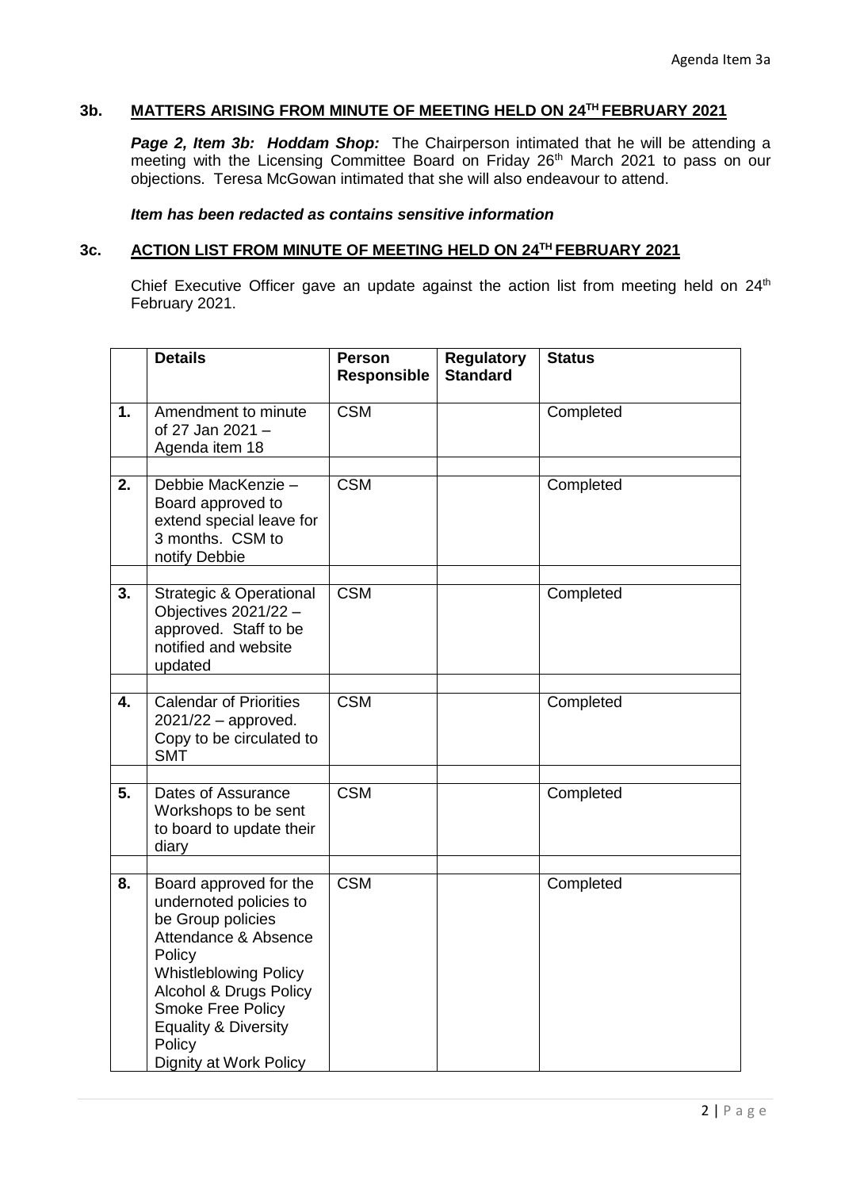### 3b. MATTERS ARISING FROM MINUTE OF MEETING HELD ON 24TH FEBRUARY 2021

***Page 2, Item 3b: Hoddam Shop:*** The Chairperson intimated that he will be attending a meeting with the Licensing Committee Board on Friday 26th March 2021 to pass on our objections. Teresa McGowan intimated that she will also endeavour to attend.

***Item has been redacted as contains sensitive information***

### 3c. ACTION LIST FROM MINUTE OF MEETING HELD ON 24TH FEBRUARY 2021

Chief Executive Officer gave an update against the action list from meeting held on 24th February 2021.

| | Details | Person Responsible | Regulatory Standard | Status |
|---|---|---|---|---|
| 1. | Amendment to minute of 27 Jan 2021 – Agenda item 18 | CSM | | Completed |
| 2. | Debbie MacKenzie – Board approved to extend special leave for 3 months. CSM to notify Debbie | CSM | | Completed |
| 3. | Strategic & Operational Objectives 2021/22 – approved. Staff to be notified and website updated | CSM | | Completed |
| 4. | Calendar of Priorities 2021/22 – approved. Copy to be circulated to SMT | CSM | | Completed |
| 5. | Dates of Assurance Workshops to be sent to board to update their diary | CSM | | Completed |
| 8. | Board approved for the undernoted policies to be Group policies<br>Attendance & Absence Policy<br>Whistleblowing Policy<br>Alcohol & Drugs Policy<br>Smoke Free Policy<br>Equality & Diversity Policy<br>Dignity at Work Policy | CSM | | Completed |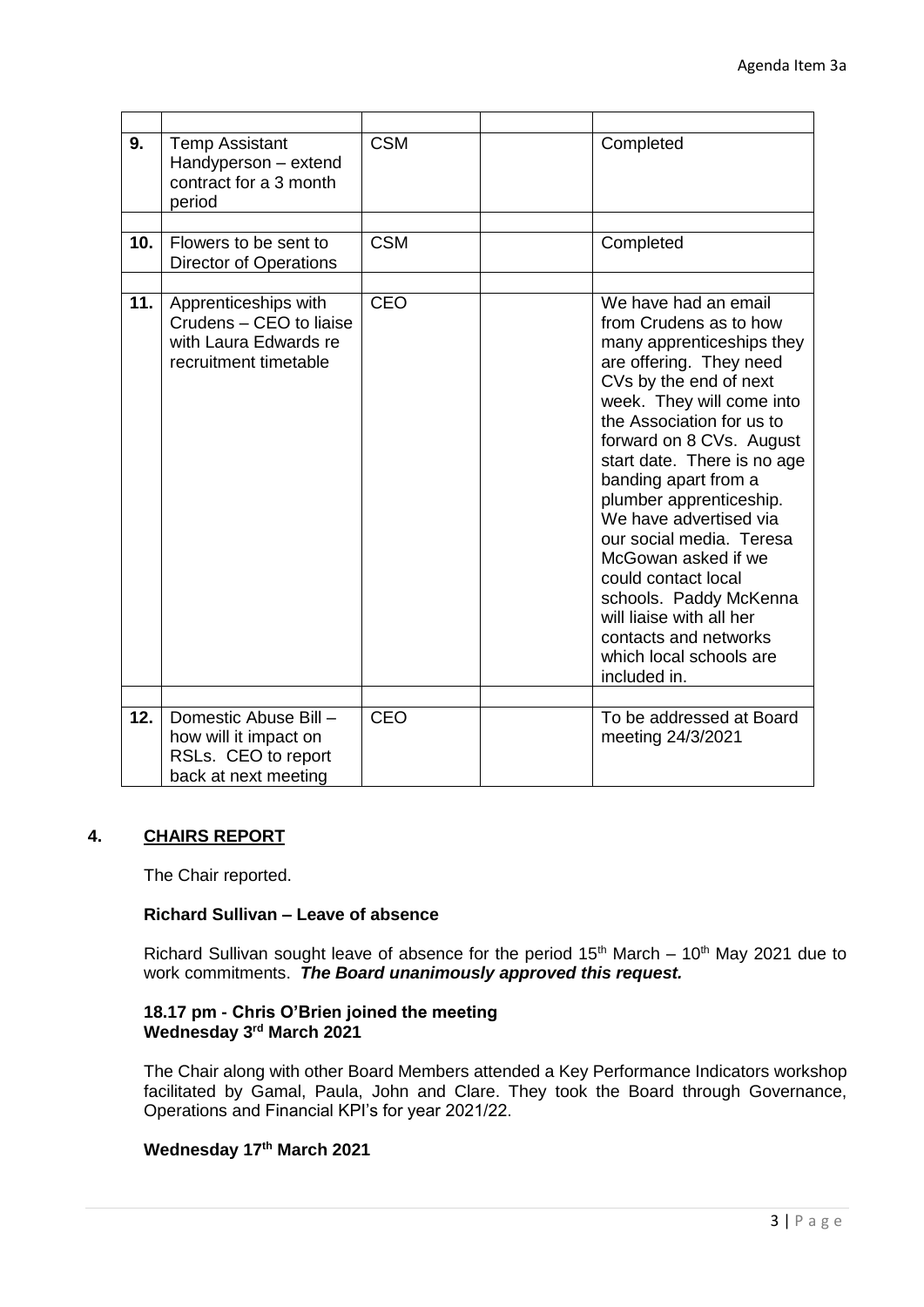| | | | | |
|---|---|---|---|---|
| **9.** | Temp Assistant Handyperson – extend contract for a 3 month period | CSM | | Completed |
| **10.** | Flowers to be sent to Director of Operations | CSM | | Completed |
| **11.** | Apprenticeships with Crudens – CEO to liaise with Laura Edwards re recruitment timetable | CEO | | We have had an email from Crudens as to how many apprenticeships they are offering. They need CVs by the end of next week. They will come into the Association for us to forward on 8 CVs. August start date. There is no age banding apart from a plumber apprenticeship. We have advertised via our social media. Teresa McGowan asked if we could contact local schools. Paddy McKenna will liaise with all her contacts and networks which local schools are included in. |
| **12.** | Domestic Abuse Bill – how will it impact on RSLs. CEO to report back at next meeting | CEO | | To be addressed at Board meeting 24/3/2021 |

## 4. CHAIRS REPORT

The Chair reported.

### Richard Sullivan – Leave of absence

Richard Sullivan sought leave of absence for the period 15th March – 10th May 2021 due to work commitments. ***The Board unanimously approved this request.***

**18.17 pm - Chris O'Brien joined the meeting**

**Wednesday 3rd March 2021**

The Chair along with other Board Members attended a Key Performance Indicators workshop facilitated by Gamal, Paula, John and Clare. They took the Board through Governance, Operations and Financial KPI's for year 2021/22.

**Wednesday 17th March 2021**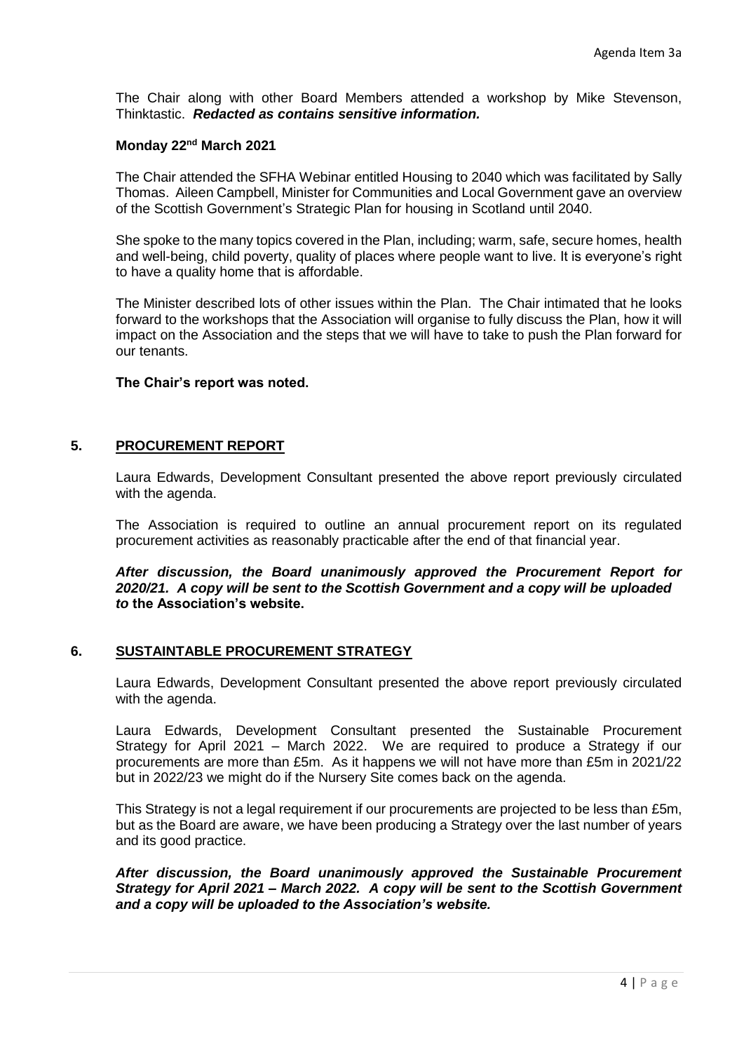The Chair along with other Board Members attended a workshop by Mike Stevenson, Thinktastic. ***Redacted as contains sensitive information.***

**Monday 22nd March 2021**

The Chair attended the SFHA Webinar entitled Housing to 2040 which was facilitated by Sally Thomas. Aileen Campbell, Minister for Communities and Local Government gave an overview of the Scottish Government's Strategic Plan for housing in Scotland until 2040.

She spoke to the many topics covered in the Plan, including; warm, safe, secure homes, health and well-being, child poverty, quality of places where people want to live. It is everyone's right to have a quality home that is affordable.

The Minister described lots of other issues within the Plan. The Chair intimated that he looks forward to the workshops that the Association will organise to fully discuss the Plan, how it will impact on the Association and the steps that we will have to take to push the Plan forward for our tenants.

**The Chair's report was noted.**

## 5. PROCUREMENT REPORT

Laura Edwards, Development Consultant presented the above report previously circulated with the agenda.

The Association is required to outline an annual procurement report on its regulated procurement activities as reasonably practicable after the end of that financial year.

***After discussion, the Board unanimously approved the Procurement Report for 2020/21. A copy will be sent to the Scottish Government and a copy will be uploaded to* the Association's website.**

## 6. SUSTAINTABLE PROCUREMENT STRATEGY

Laura Edwards, Development Consultant presented the above report previously circulated with the agenda.

Laura Edwards, Development Consultant presented the Sustainable Procurement Strategy for April 2021 – March 2022. We are required to produce a Strategy if our procurements are more than £5m. As it happens we will not have more than £5m in 2021/22 but in 2022/23 we might do if the Nursery Site comes back on the agenda.

This Strategy is not a legal requirement if our procurements are projected to be less than £5m, but as the Board are aware, we have been producing a Strategy over the last number of years and its good practice.

***After discussion, the Board unanimously approved the Sustainable Procurement Strategy for April 2021 – March 2022. A copy will be sent to the Scottish Government and a copy will be uploaded to the Association's website.***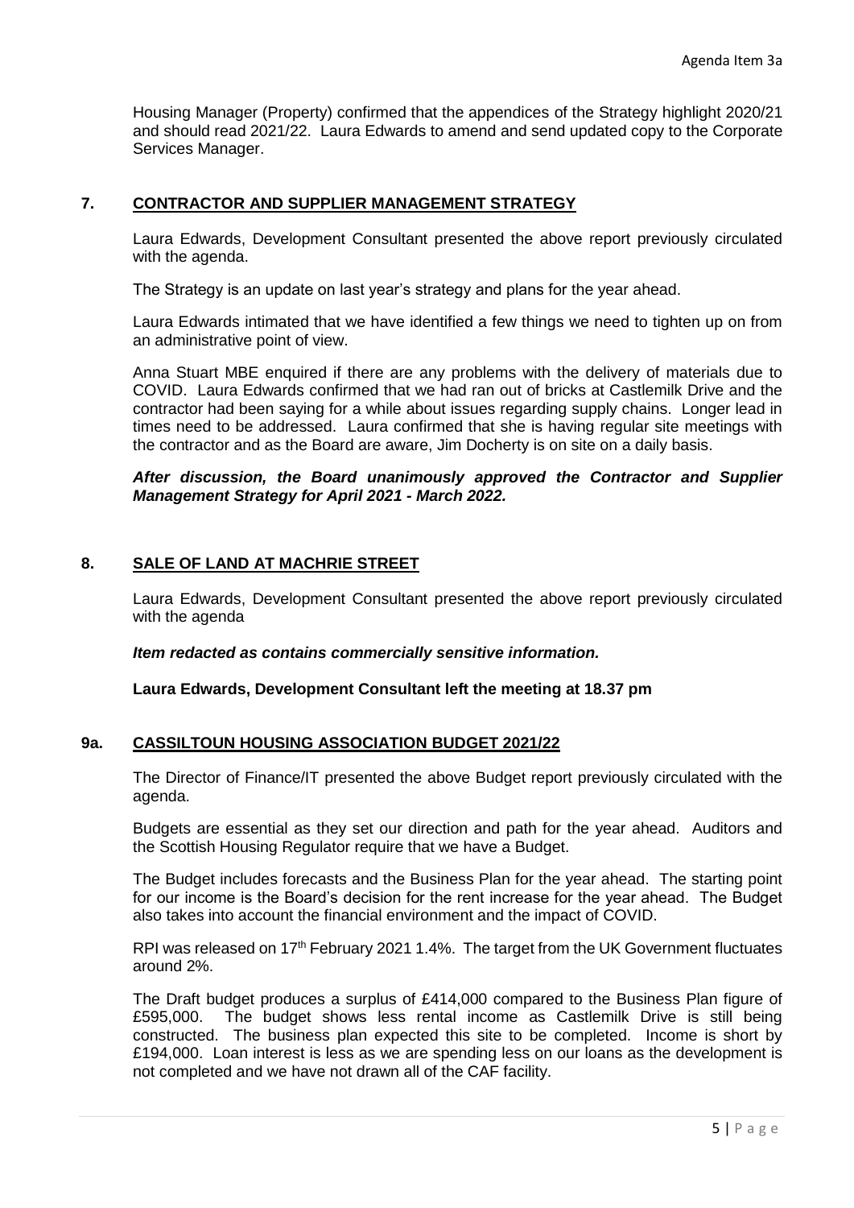Housing Manager (Property) confirmed that the appendices of the Strategy highlight 2020/21 and should read 2021/22. Laura Edwards to amend and send updated copy to the Corporate Services Manager.

## 7. CONTRACTOR AND SUPPLIER MANAGEMENT STRATEGY

Laura Edwards, Development Consultant presented the above report previously circulated with the agenda.

The Strategy is an update on last year's strategy and plans for the year ahead.

Laura Edwards intimated that we have identified a few things we need to tighten up on from an administrative point of view.

Anna Stuart MBE enquired if there are any problems with the delivery of materials due to COVID. Laura Edwards confirmed that we had ran out of bricks at Castlemilk Drive and the contractor had been saying for a while about issues regarding supply chains. Longer lead in times need to be addressed. Laura confirmed that she is having regular site meetings with the contractor and as the Board are aware, Jim Docherty is on site on a daily basis.

***After discussion, the Board unanimously approved the Contractor and Supplier Management Strategy for April 2021 - March 2022.***

## 8. SALE OF LAND AT MACHRIE STREET

Laura Edwards, Development Consultant presented the above report previously circulated with the agenda

***Item redacted as contains commercially sensitive information.***

**Laura Edwards, Development Consultant left the meeting at 18.37 pm**

## 9a. CASSILTOUN HOUSING ASSOCIATION BUDGET 2021/22

The Director of Finance/IT presented the above Budget report previously circulated with the agenda.

Budgets are essential as they set our direction and path for the year ahead. Auditors and the Scottish Housing Regulator require that we have a Budget.

The Budget includes forecasts and the Business Plan for the year ahead. The starting point for our income is the Board's decision for the rent increase for the year ahead. The Budget also takes into account the financial environment and the impact of COVID.

RPI was released on 17th February 2021 1.4%. The target from the UK Government fluctuates around 2%.

The Draft budget produces a surplus of £414,000 compared to the Business Plan figure of £595,000. The budget shows less rental income as Castlemilk Drive is still being constructed. The business plan expected this site to be completed. Income is short by £194,000. Loan interest is less as we are spending less on our loans as the development is not completed and we have not drawn all of the CAF facility.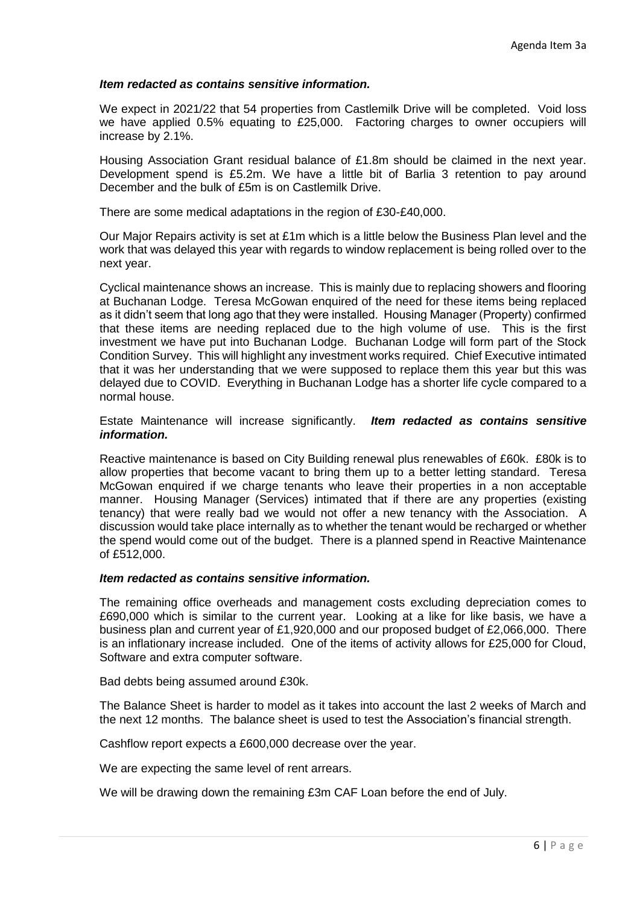***Item redacted as contains sensitive information.***

We expect in 2021/22 that 54 properties from Castlemilk Drive will be completed. Void loss we have applied 0.5% equating to £25,000. Factoring charges to owner occupiers will increase by 2.1%.

Housing Association Grant residual balance of £1.8m should be claimed in the next year. Development spend is £5.2m. We have a little bit of Barlia 3 retention to pay around December and the bulk of £5m is on Castlemilk Drive.

There are some medical adaptations in the region of £30-£40,000.

Our Major Repairs activity is set at £1m which is a little below the Business Plan level and the work that was delayed this year with regards to window replacement is being rolled over to the next year.

Cyclical maintenance shows an increase. This is mainly due to replacing showers and flooring at Buchanan Lodge. Teresa McGowan enquired of the need for these items being replaced as it didn't seem that long ago that they were installed. Housing Manager (Property) confirmed that these items are needing replaced due to the high volume of use. This is the first investment we have put into Buchanan Lodge. Buchanan Lodge will form part of the Stock Condition Survey. This will highlight any investment works required. Chief Executive intimated that it was her understanding that we were supposed to replace them this year but this was delayed due to COVID. Everything in Buchanan Lodge has a shorter life cycle compared to a normal house.

Estate Maintenance will increase significantly. ***Item redacted as contains sensitive information.***

Reactive maintenance is based on City Building renewal plus renewables of £60k. £80k is to allow properties that become vacant to bring them up to a better letting standard. Teresa McGowan enquired if we charge tenants who leave their properties in a non acceptable manner. Housing Manager (Services) intimated that if there are any properties (existing tenancy) that were really bad we would not offer a new tenancy with the Association. A discussion would take place internally as to whether the tenant would be recharged or whether the spend would come out of the budget. There is a planned spend in Reactive Maintenance of £512,000.

***Item redacted as contains sensitive information.***

The remaining office overheads and management costs excluding depreciation comes to £690,000 which is similar to the current year. Looking at a like for like basis, we have a business plan and current year of £1,920,000 and our proposed budget of £2,066,000. There is an inflationary increase included. One of the items of activity allows for £25,000 for Cloud, Software and extra computer software.

Bad debts being assumed around £30k.

The Balance Sheet is harder to model as it takes into account the last 2 weeks of March and the next 12 months. The balance sheet is used to test the Association's financial strength.

Cashflow report expects a £600,000 decrease over the year.

We are expecting the same level of rent arrears.

We will be drawing down the remaining £3m CAF Loan before the end of July.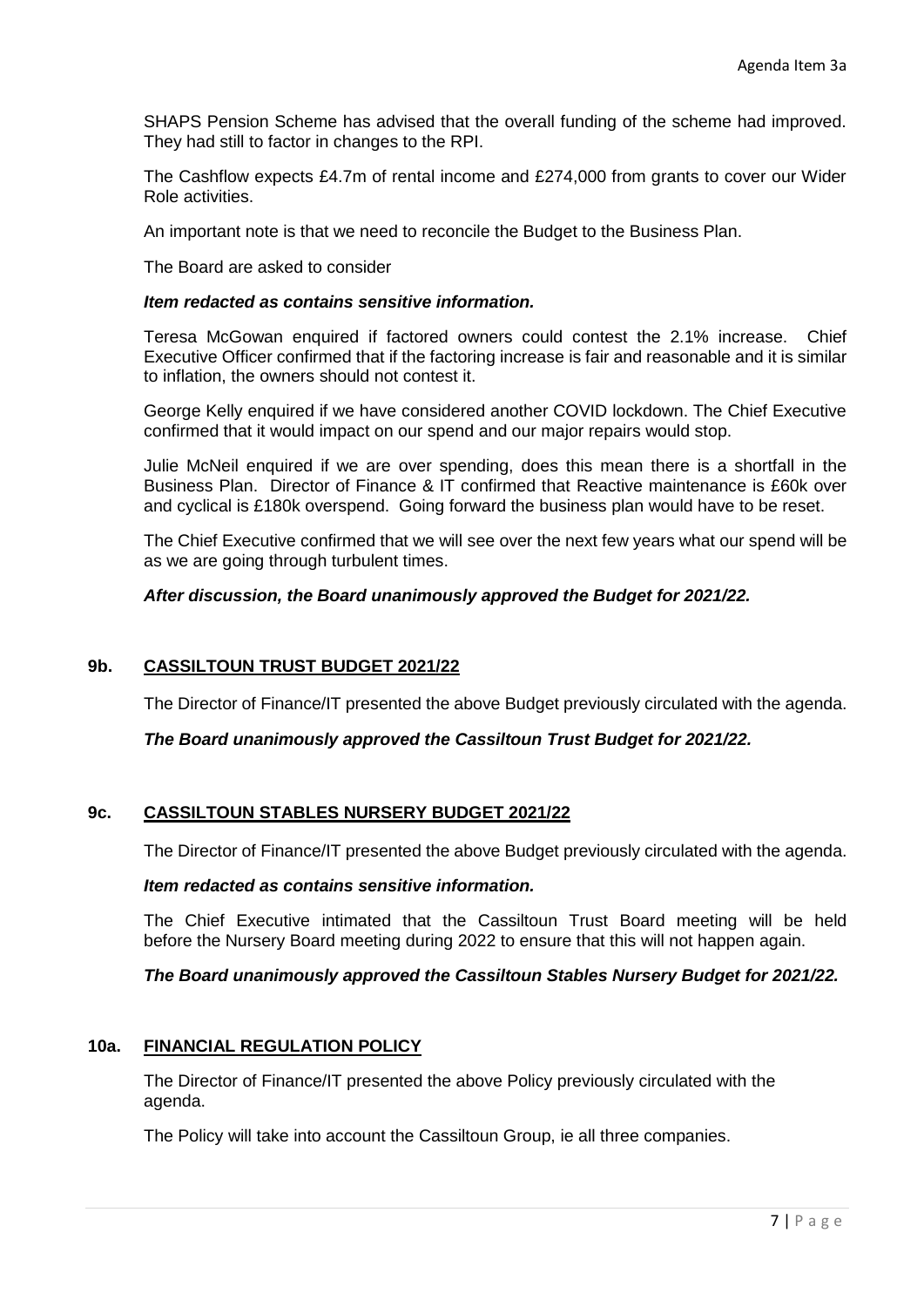SHAPS Pension Scheme has advised that the overall funding of the scheme had improved. They had still to factor in changes to the RPI.

The Cashflow expects £4.7m of rental income and £274,000 from grants to cover our Wider Role activities.

An important note is that we need to reconcile the Budget to the Business Plan.

The Board are asked to consider

***Item redacted as contains sensitive information.***

Teresa McGowan enquired if factored owners could contest the 2.1% increase. Chief Executive Officer confirmed that if the factoring increase is fair and reasonable and it is similar to inflation, the owners should not contest it.

George Kelly enquired if we have considered another COVID lockdown. The Chief Executive confirmed that it would impact on our spend and our major repairs would stop.

Julie McNeil enquired if we are over spending, does this mean there is a shortfall in the Business Plan. Director of Finance & IT confirmed that Reactive maintenance is £60k over and cyclical is £180k overspend. Going forward the business plan would have to be reset.

The Chief Executive confirmed that we will see over the next few years what our spend will be as we are going through turbulent times.

***After discussion, the Board unanimously approved the Budget for 2021/22.***

## 9b. CASSILTOUN TRUST BUDGET 2021/22

The Director of Finance/IT presented the above Budget previously circulated with the agenda.

***The Board unanimously approved the Cassiltoun Trust Budget for 2021/22.***

## 9c. CASSILTOUN STABLES NURSERY BUDGET 2021/22

The Director of Finance/IT presented the above Budget previously circulated with the agenda.

***Item redacted as contains sensitive information.***

The Chief Executive intimated that the Cassiltoun Trust Board meeting will be held before the Nursery Board meeting during 2022 to ensure that this will not happen again.

***The Board unanimously approved the Cassiltoun Stables Nursery Budget for 2021/22.***

## 10a. FINANCIAL REGULATION POLICY

The Director of Finance/IT presented the above Policy previously circulated with the agenda.

The Policy will take into account the Cassiltoun Group, ie all three companies.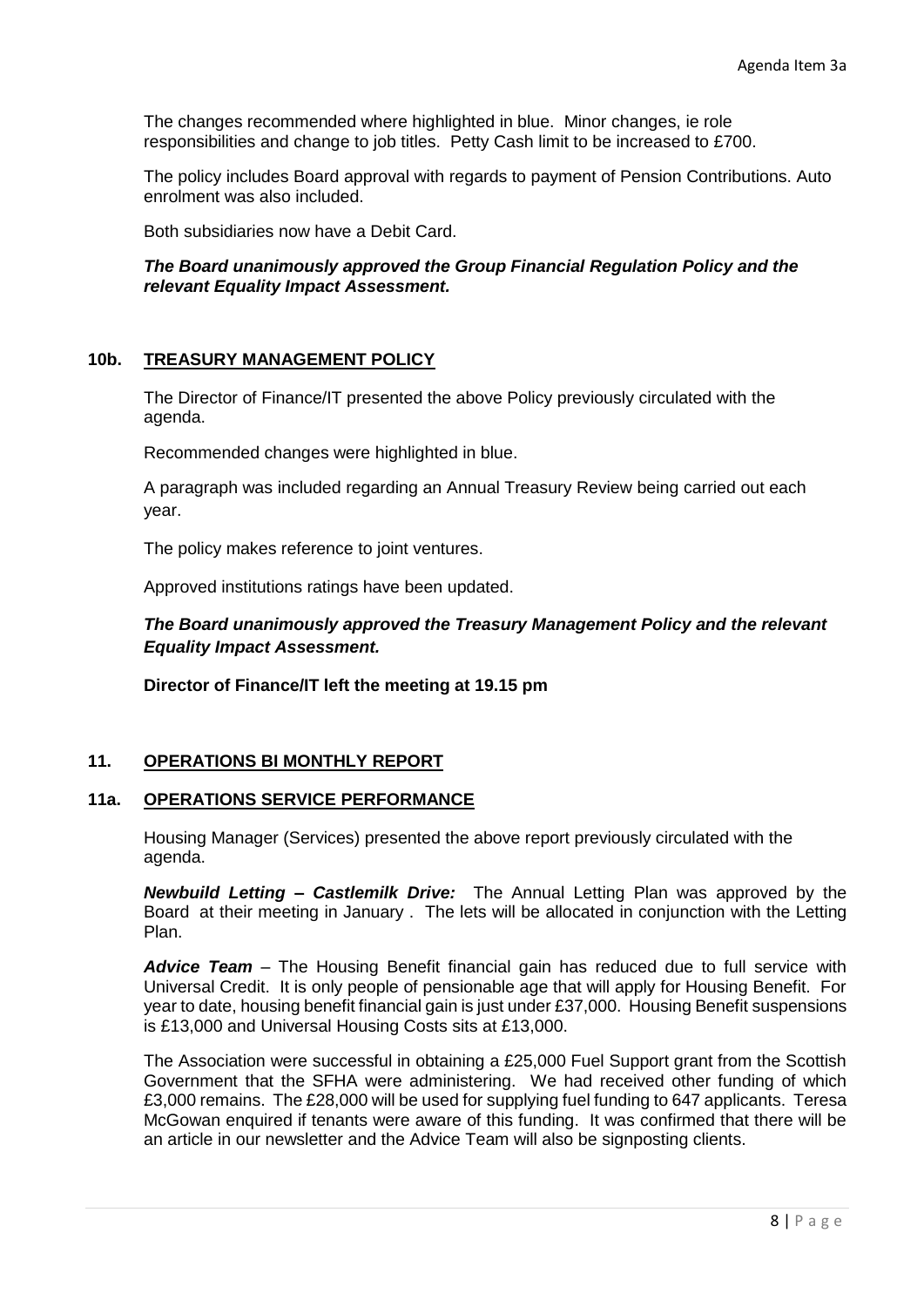The changes recommended where highlighted in blue. Minor changes, ie role responsibilities and change to job titles. Petty Cash limit to be increased to £700.

The policy includes Board approval with regards to payment of Pension Contributions. Auto enrolment was also included.

Both subsidiaries now have a Debit Card.

***The Board unanimously approved the Group Financial Regulation Policy and the relevant Equality Impact Assessment.***

## 10b. TREASURY MANAGEMENT POLICY

The Director of Finance/IT presented the above Policy previously circulated with the agenda.

Recommended changes were highlighted in blue.

A paragraph was included regarding an Annual Treasury Review being carried out each year.

The policy makes reference to joint ventures.

Approved institutions ratings have been updated.

***The Board unanimously approved the Treasury Management Policy and the relevant Equality Impact Assessment.***

**Director of Finance/IT left the meeting at 19.15 pm**

## 11. OPERATIONS BI MONTHLY REPORT

## 11a. OPERATIONS SERVICE PERFORMANCE

Housing Manager (Services) presented the above report previously circulated with the agenda.

***Newbuild Letting – Castlemilk Drive:*** The Annual Letting Plan was approved by the Board at their meeting in January . The lets will be allocated in conjunction with the Letting Plan.

***Advice Team*** – The Housing Benefit financial gain has reduced due to full service with Universal Credit. It is only people of pensionable age that will apply for Housing Benefit. For year to date, housing benefit financial gain is just under £37,000. Housing Benefit suspensions is £13,000 and Universal Housing Costs sits at £13,000.

The Association were successful in obtaining a £25,000 Fuel Support grant from the Scottish Government that the SFHA were administering. We had received other funding of which £3,000 remains. The £28,000 will be used for supplying fuel funding to 647 applicants. Teresa McGowan enquired if tenants were aware of this funding. It was confirmed that there will be an article in our newsletter and the Advice Team will also be signposting clients.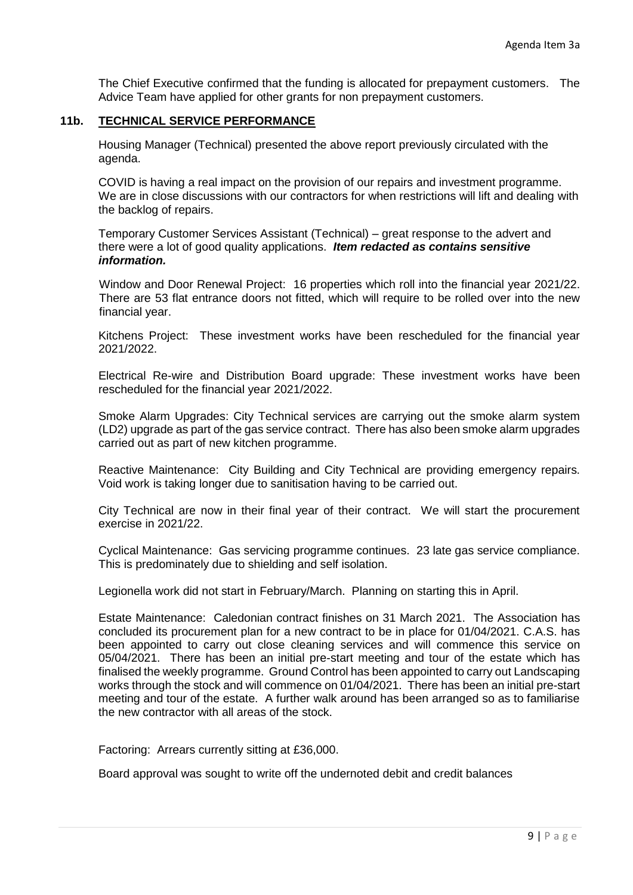The Chief Executive confirmed that the funding is allocated for prepayment customers. The Advice Team have applied for other grants for non prepayment customers.

## 11b. TECHNICAL SERVICE PERFORMANCE

Housing Manager (Technical) presented the above report previously circulated with the agenda.

COVID is having a real impact on the provision of our repairs and investment programme. We are in close discussions with our contractors for when restrictions will lift and dealing with the backlog of repairs.

Temporary Customer Services Assistant (Technical) – great response to the advert and there were a lot of good quality applications. ***Item redacted as contains sensitive information.***

Window and Door Renewal Project: 16 properties which roll into the financial year 2021/22. There are 53 flat entrance doors not fitted, which will require to be rolled over into the new financial year.

Kitchens Project: These investment works have been rescheduled for the financial year 2021/2022.

Electrical Re-wire and Distribution Board upgrade: These investment works have been rescheduled for the financial year 2021/2022.

Smoke Alarm Upgrades: City Technical services are carrying out the smoke alarm system (LD2) upgrade as part of the gas service contract. There has also been smoke alarm upgrades carried out as part of new kitchen programme.

Reactive Maintenance: City Building and City Technical are providing emergency repairs. Void work is taking longer due to sanitisation having to be carried out.

City Technical are now in their final year of their contract. We will start the procurement exercise in 2021/22.

Cyclical Maintenance: Gas servicing programme continues. 23 late gas service compliance. This is predominately due to shielding and self isolation.

Legionella work did not start in February/March. Planning on starting this in April.

Estate Maintenance: Caledonian contract finishes on 31 March 2021. The Association has concluded its procurement plan for a new contract to be in place for 01/04/2021. C.A.S. has been appointed to carry out close cleaning services and will commence this service on 05/04/2021. There has been an initial pre-start meeting and tour of the estate which has finalised the weekly programme. Ground Control has been appointed to carry out Landscaping works through the stock and will commence on 01/04/2021. There has been an initial pre-start meeting and tour of the estate. A further walk around has been arranged so as to familiarise the new contractor with all areas of the stock.

Factoring: Arrears currently sitting at £36,000.

Board approval was sought to write off the undernoted debit and credit balances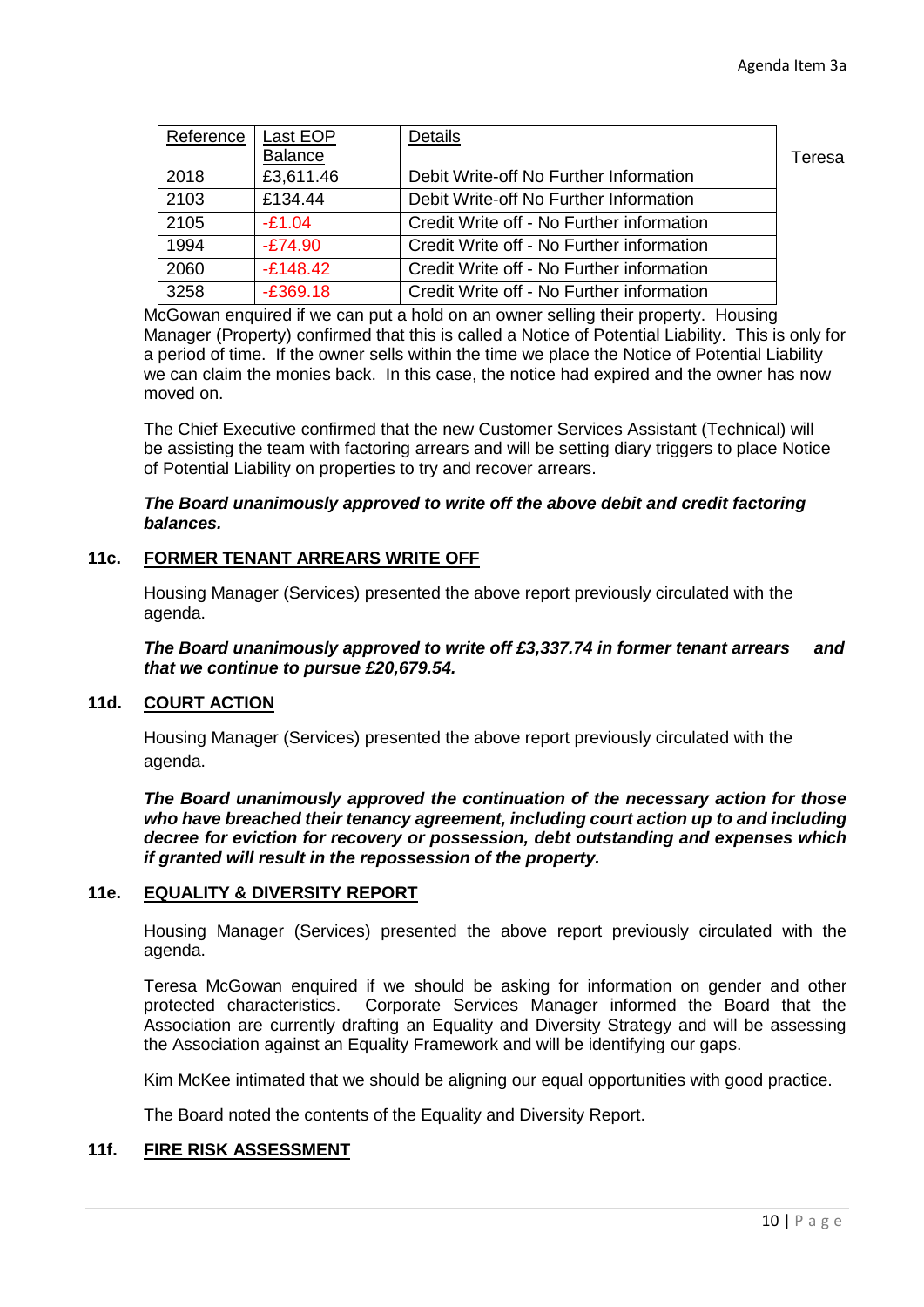| Reference | Last EOP Balance | Details |
|---|---|---|
| 2018 | £3,611.46 | Debit Write-off No Further Information |
| 2103 | £134.44 | Debit Write-off No Further Information |
| 2105 | -£1.04 | Credit Write off - No Further information |
| 1994 | -£74.90 | Credit Write off - No Further information |
| 2060 | -£148.42 | Credit Write off - No Further information |
| 3258 | -£369.18 | Credit Write off - No Further information |

Teresa McGowan enquired if we can put a hold on an owner selling their property. Housing Manager (Property) confirmed that this is called a Notice of Potential Liability. This is only for a period of time. If the owner sells within the time we place the Notice of Potential Liability we can claim the monies back. In this case, the notice had expired and the owner has now moved on.

The Chief Executive confirmed that the new Customer Services Assistant (Technical) will be assisting the team with factoring arrears and will be setting diary triggers to place Notice of Potential Liability on properties to try and recover arrears.

***The Board unanimously approved to write off the above debit and credit factoring balances.***

## 11c. FORMER TENANT ARREARS WRITE OFF

Housing Manager (Services) presented the above report previously circulated with the agenda.

***The Board unanimously approved to write off £3,337.74 in former tenant arrears and that we continue to pursue £20,679.54.***

## 11d. COURT ACTION

Housing Manager (Services) presented the above report previously circulated with the agenda.

***The Board unanimously approved the continuation of the necessary action for those who have breached their tenancy agreement, including court action up to and including decree for eviction for recovery or possession, debt outstanding and expenses which if granted will result in the repossession of the property.***

## 11e. EQUALITY & DIVERSITY REPORT

Housing Manager (Services) presented the above report previously circulated with the agenda.

Teresa McGowan enquired if we should be asking for information on gender and other protected characteristics. Corporate Services Manager informed the Board that the Association are currently drafting an Equality and Diversity Strategy and will be assessing the Association against an Equality Framework and will be identifying our gaps.

Kim McKee intimated that we should be aligning our equal opportunities with good practice.

The Board noted the contents of the Equality and Diversity Report.

## 11f. FIRE RISK ASSESSMENT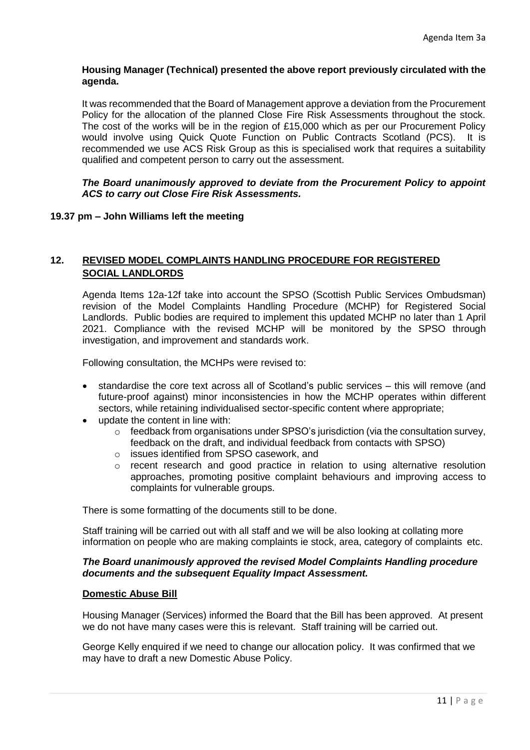**Housing Manager (Technical) presented the above report previously circulated with the agenda.**

It was recommended that the Board of Management approve a deviation from the Procurement Policy for the allocation of the planned Close Fire Risk Assessments throughout the stock. The cost of the works will be in the region of £15,000 which as per our Procurement Policy would involve using Quick Quote Function on Public Contracts Scotland (PCS). It is recommended we use ACS Risk Group as this is specialised work that requires a suitability qualified and competent person to carry out the assessment.

***The Board unanimously approved to deviate from the Procurement Policy to appoint ACS to carry out Close Fire Risk Assessments.***

**19.37 pm – John Williams left the meeting**

## 12. REVISED MODEL COMPLAINTS HANDLING PROCEDURE FOR REGISTERED SOCIAL LANDLORDS

Agenda Items 12a-12f take into account the SPSO (Scottish Public Services Ombudsman) revision of the Model Complaints Handling Procedure (MCHP) for Registered Social Landlords. Public bodies are required to implement this updated MCHP no later than 1 April 2021. Compliance with the revised MCHP will be monitored by the SPSO through investigation, and improvement and standards work.

Following consultation, the MCHPs were revised to:

- standardise the core text across all of Scotland's public services – this will remove (and future-proof against) minor inconsistencies in how the MCHP operates within different sectors, while retaining individualised sector-specific content where appropriate;
- update the content in line with:
  - feedback from organisations under SPSO's jurisdiction (via the consultation survey, feedback on the draft, and individual feedback from contacts with SPSO)
  - issues identified from SPSO casework, and
  - recent research and good practice in relation to using alternative resolution approaches, promoting positive complaint behaviours and improving access to complaints for vulnerable groups.

There is some formatting of the documents still to be done.

Staff training will be carried out with all staff and we will be also looking at collating more information on people who are making complaints ie stock, area, category of complaints etc.

***The Board unanimously approved the revised Model Complaints Handling procedure documents and the subsequent Equality Impact Assessment.***

**Domestic Abuse Bill**

Housing Manager (Services) informed the Board that the Bill has been approved. At present we do not have many cases were this is relevant. Staff training will be carried out.

George Kelly enquired if we need to change our allocation policy. It was confirmed that we may have to draft a new Domestic Abuse Policy.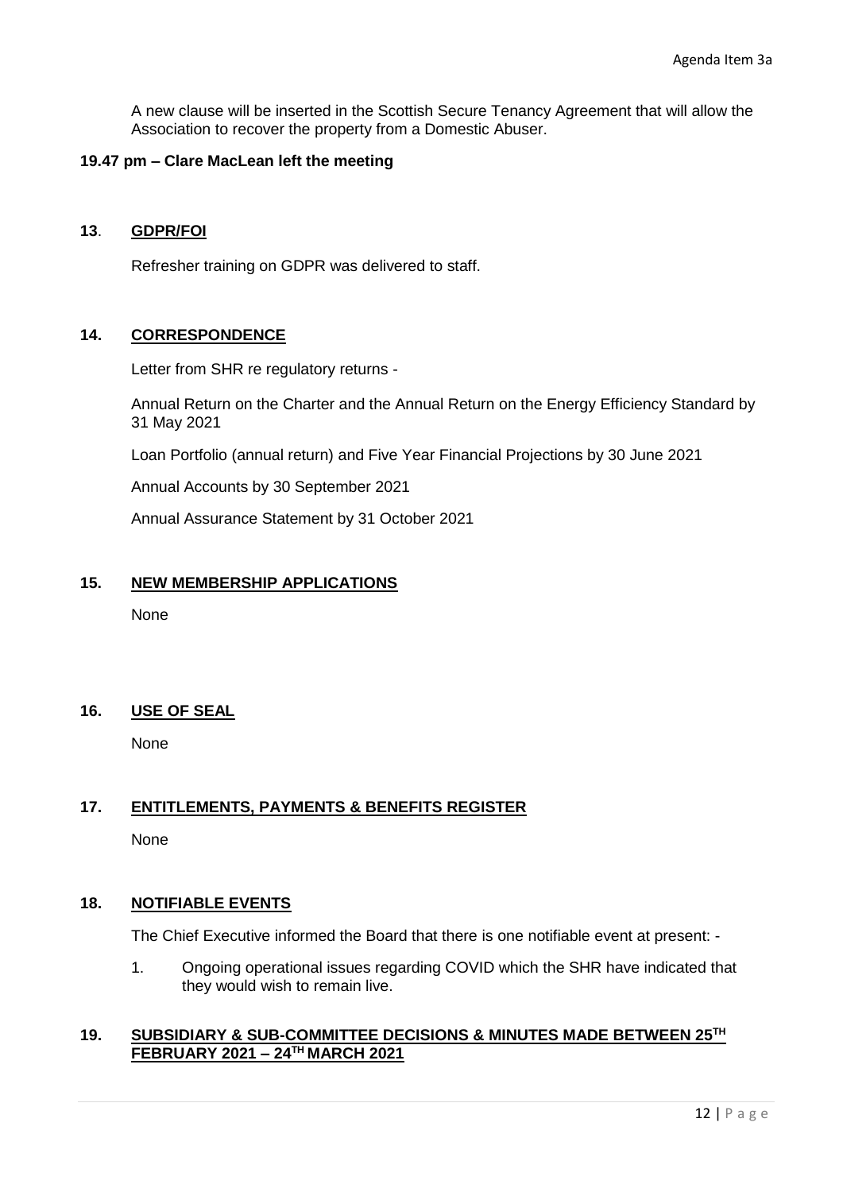A new clause will be inserted in the Scottish Secure Tenancy Agreement that will allow the Association to recover the property from a Domestic Abuser.

**19.47 pm – Clare MacLean left the meeting**

## 13. GDPR/FOI

Refresher training on GDPR was delivered to staff.

## 14. CORRESPONDENCE

Letter from SHR re regulatory returns -

Annual Return on the Charter and the Annual Return on the Energy Efficiency Standard by 31 May 2021

Loan Portfolio (annual return) and Five Year Financial Projections by 30 June 2021

Annual Accounts by 30 September 2021

Annual Assurance Statement by 31 October 2021

## 15. NEW MEMBERSHIP APPLICATIONS

None

## 16. USE OF SEAL

None

## 17. ENTITLEMENTS, PAYMENTS & BENEFITS REGISTER

None

## 18. NOTIFIABLE EVENTS

The Chief Executive informed the Board that there is one notifiable event at present: -

1. Ongoing operational issues regarding COVID which the SHR have indicated that they would wish to remain live.

## 19. SUBSIDIARY & SUB-COMMITTEE DECISIONS & MINUTES MADE BETWEEN 25TH FEBRUARY 2021 – 24TH MARCH 2021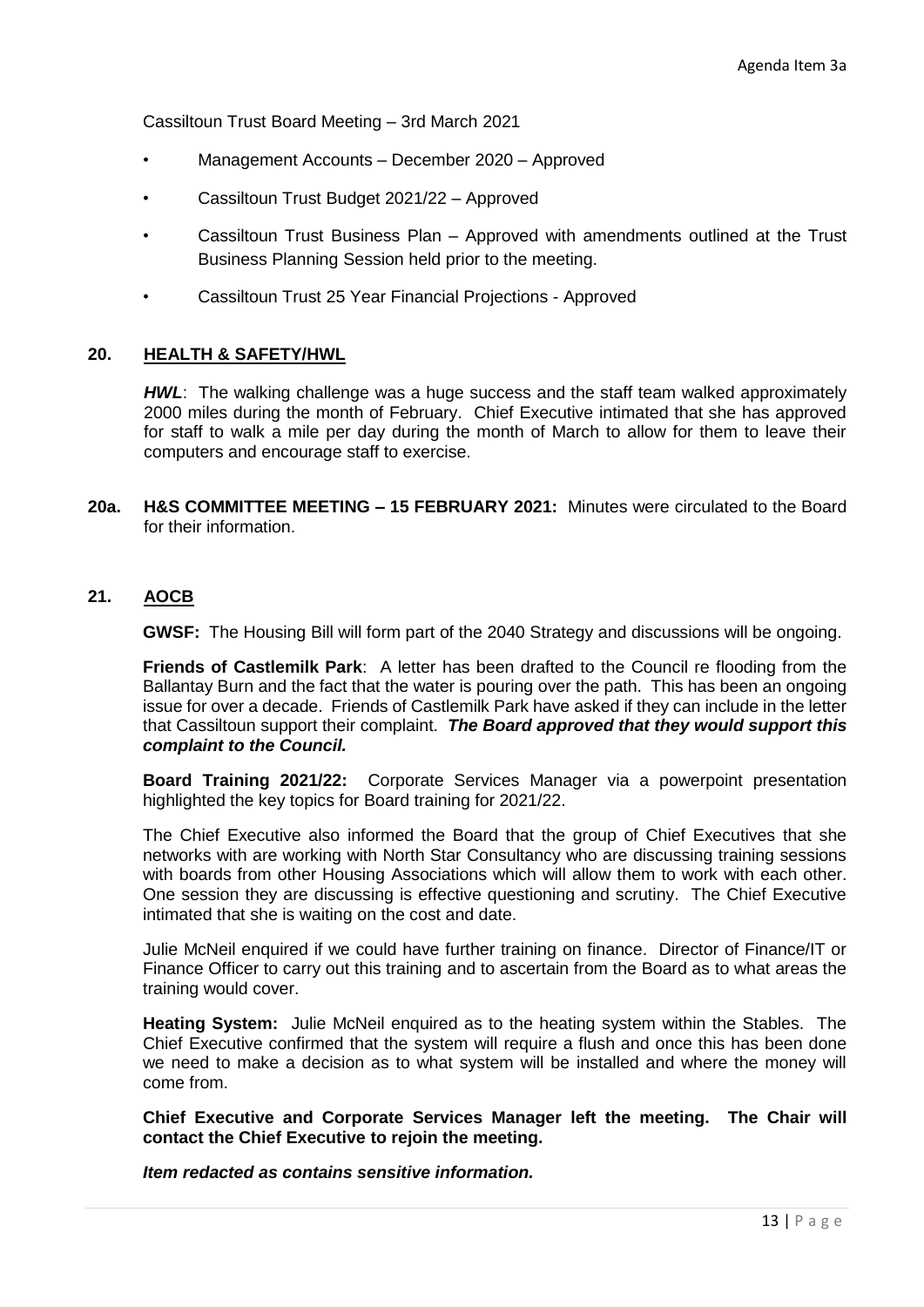Cassiltoun Trust Board Meeting – 3rd March 2021

- Management Accounts – December 2020 – Approved
- Cassiltoun Trust Budget 2021/22 – Approved
- Cassiltoun Trust Business Plan – Approved with amendments outlined at the Trust Business Planning Session held prior to the meeting.
- Cassiltoun Trust 25 Year Financial Projections - Approved

## 20. HEALTH & SAFETY/HWL

***HWL***: The walking challenge was a huge success and the staff team walked approximately 2000 miles during the month of February. Chief Executive intimated that she has approved for staff to walk a mile per day during the month of March to allow for them to leave their computers and encourage staff to exercise.

**20a. H&S COMMITTEE MEETING – 15 FEBRUARY 2021:** Minutes were circulated to the Board for their information.

## 21. AOCB

**GWSF:** The Housing Bill will form part of the 2040 Strategy and discussions will be ongoing.

**Friends of Castlemilk Park**: A letter has been drafted to the Council re flooding from the Ballantay Burn and the fact that the water is pouring over the path. This has been an ongoing issue for over a decade. Friends of Castlemilk Park have asked if they can include in the letter that Cassiltoun support their complaint. ***The Board approved that they would support this complaint to the Council.***

**Board Training 2021/22:** Corporate Services Manager via a powerpoint presentation highlighted the key topics for Board training for 2021/22.

The Chief Executive also informed the Board that the group of Chief Executives that she networks with are working with North Star Consultancy who are discussing training sessions with boards from other Housing Associations which will allow them to work with each other. One session they are discussing is effective questioning and scrutiny. The Chief Executive intimated that she is waiting on the cost and date.

Julie McNeil enquired if we could have further training on finance. Director of Finance/IT or Finance Officer to carry out this training and to ascertain from the Board as to what areas the training would cover.

**Heating System:** Julie McNeil enquired as to the heating system within the Stables. The Chief Executive confirmed that the system will require a flush and once this has been done we need to make a decision as to what system will be installed and where the money will come from.

**Chief Executive and Corporate Services Manager left the meeting. The Chair will contact the Chief Executive to rejoin the meeting.**

***Item redacted as contains sensitive information.***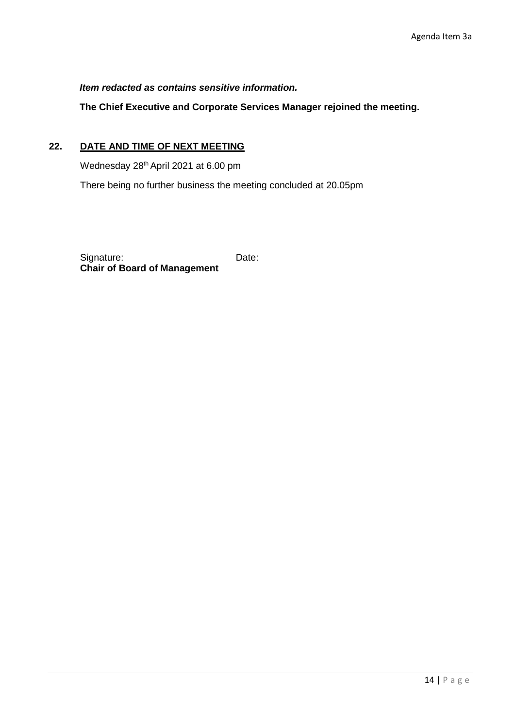***Item redacted as contains sensitive information.***

**The Chief Executive and Corporate Services Manager rejoined the meeting.**

## 22. DATE AND TIME OF NEXT MEETING

Wednesday 28th April 2021 at 6.00 pm

There being no further business the meeting concluded at 20.05pm

Signature: Date:
**Chair of Board of Management**